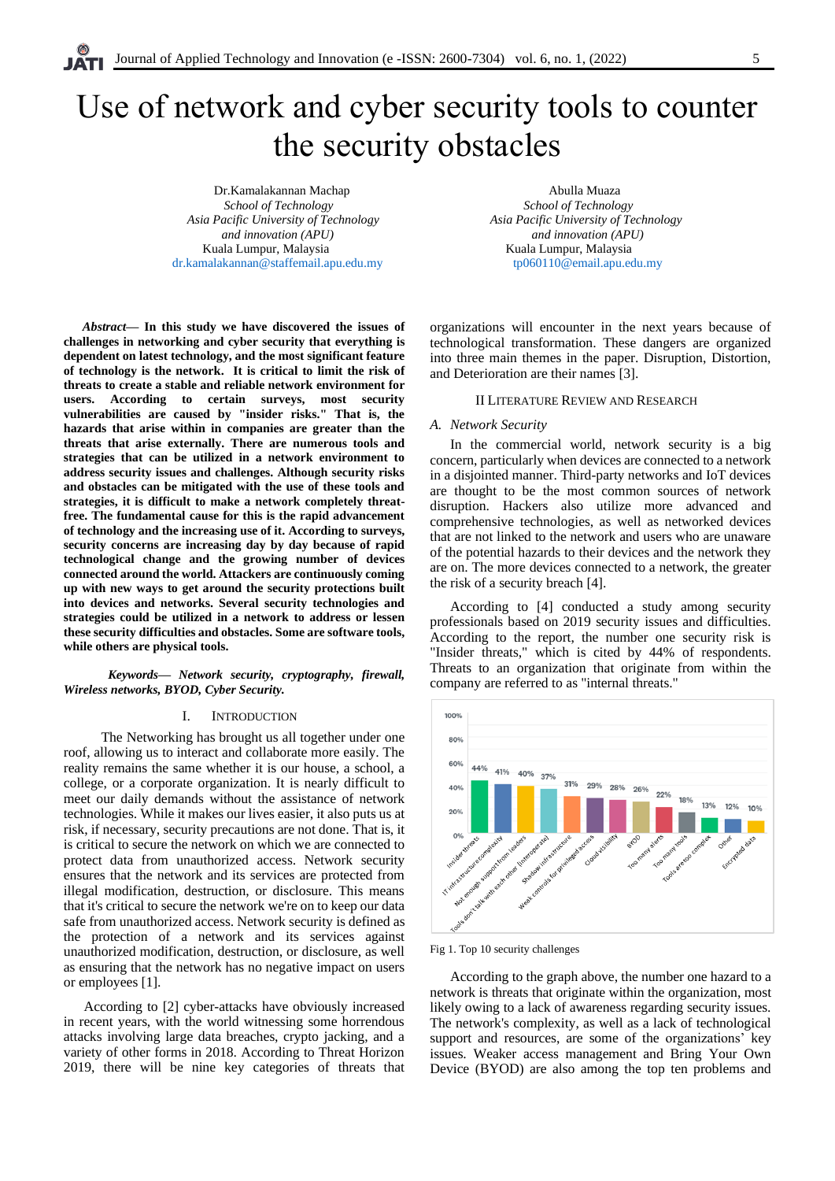# Use of network and cyber security tools to counter the security obstacles

Dr.Kamalakannan Machap
*School of Technology*
*Asia Pacific University of Technology and innovation (APU)*
Kuala Lumpur, Malaysia
dr.kamalakannan@staffemail.apu.edu.my

Abulla Muaza
*School of Technology*
*Asia Pacific University of Technology and innovation (APU)*
Kuala Lumpur, Malaysia
tp060110@email.apu.edu.my

***Abstract*— In this study we have discovered the issues of challenges in networking and cyber security that everything is dependent on latest technology, and the most significant feature of technology is the network. It is critical to limit the risk of threats to create a stable and reliable network environment for users. According to certain surveys, most security vulnerabilities are caused by "insider risks." That is, the hazards that arise within in companies are greater than the threats that arise externally. There are numerous tools and strategies that can be utilized in a network environment to address security issues and challenges. Although security risks and obstacles can be mitigated with the use of these tools and strategies, it is difficult to make a network completely threat-free. The fundamental cause for this is the rapid advancement of technology and the increasing use of it. According to us, security concerns are increasing day by day because of rapid technological change and the growing number of devices connected around the world. Attackers are continuously coming up with new ways to get around the security protections built into devices and networks. Several security technologies and strategies could be utilized in a network to address or lessen these security difficulties and obstacles. Some are software tools, while others are physical tools.**

***Keywords*— *Network security, cryptography, firewall, Wireless networks, BYOD, Cyber Security.***

## I. Introduction

The Networking has brought us all together under one roof, allowing us to interact and collaborate more easily. The reality remains the same whether it is our house, a school, a college, or a corporate organization. It is nearly difficult to meet our daily demands without the assistance of network technologies. While it makes our lives easier, it also puts us at risk, if necessary, security precautions are not done. That is, it is critical to secure the network on which we are connected to protect data from unauthorized access. Network security ensures that the network and its services are protected from illegal modification, destruction, or disclosure. This means that it's critical to secure the network we're on to keep our data safe from unauthorized access. Network security is defined as the protection of a network and its services against unauthorized modification, destruction, or disclosure, as well as ensuring that the network has no negative impact on users or employees [1].

According to [2] cyber-attacks have obviously increased in recent years, with the world witnessing some horrendous attacks involving large data breaches, crypto jacking, and a variety of other forms in 2018. According to Threat Horizon 2019, there will be nine key categories of threats that organizations will encounter in the next years because of technological transformation. These dangers are organized into three main themes in the paper. Disruption, Distortion, and Deterioration are their names [3].

## II Literature Review and Research

### A. Network Security

In the commercial world, network security is a big concern, particularly when devices are connected to a network in a disjointed manner. Third-party networks and IoT devices are thought to be the most common sources of network disruption. Hackers also utilize more advanced and comprehensive technologies, as well as networked devices that are not linked to the network and users who are unaware of the potential hazards to their devices and the network they are on. The more devices connected to a network, the greater the risk of a security breach [4].

According to [4] conducted a study among security professionals based on 2019 security issues and difficulties. According to the report, the number one security risk is "Insider threats," which is cited by 44% of respondents. Threats to an organization that originate from within the company are referred to as "internal threats."

| Challenge | Percentage |
|---|---|
| Insider threats | 44% |
| IT infrastructure complexity | 41% |
| Not enough support from leaders | 40% |
| Tools don't talk with each other (interoperate) | 37% |
| Shadow infrastructure | 31% |
| Weak controls for privileged access | 29% |
| Cloud visibility | 28% |
| BYOD | 26% |
| Too many alerts | 22% |
| Too many tools | 18% |
| Tools are too complex | 13% |
| Other | 12% |
| Encrypted data | 10% |

Fig 1. Top 10 security challenges

According to the graph above, the number one hazard to a network is threats that originate within the organization, most likely owing to a lack of awareness regarding security issues. The network's complexity, as well as a lack of technological support and resources, are some of the organizations' key issues. Weaker access management and Bring Your Own Device (BYOD) are also among the top ten problems and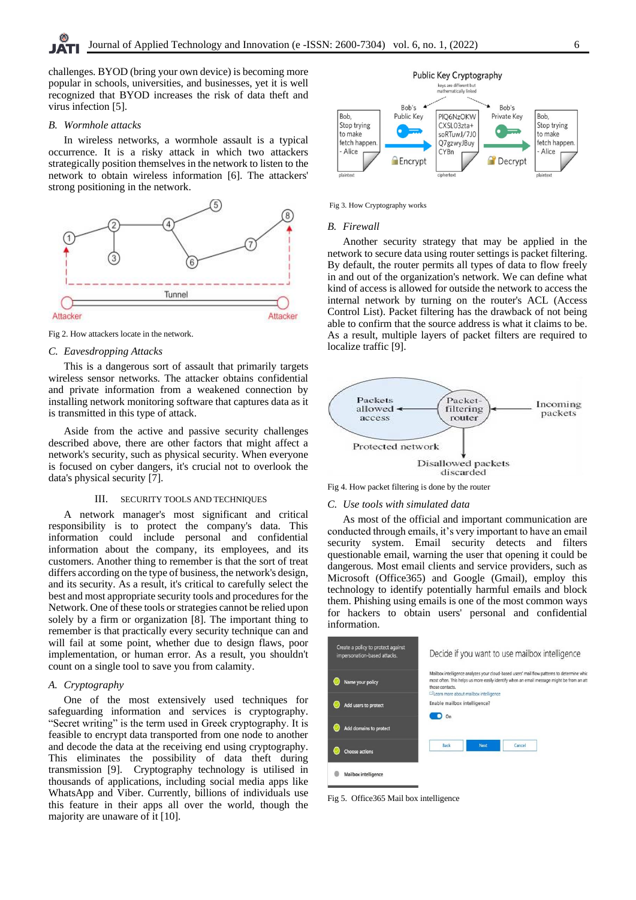challenges. BYOD (bring your own device) is becoming more popular in schools, universities, and businesses, yet it is well recognized that BYOD increases the risk of data theft and virus infection [5].

### *B. Wormhole attacks*

In wireless networks, a wormhole assault is a typical occurrence. It is a risky attack in which two attackers strategically position themselves in the network to listen to the network to obtain wireless information [6]. The attackers' strong positioning in the network.

Fig 2. How attackers locate in the network.

### *C. Eavesdropping Attacks*

This is a dangerous sort of assault that primarily targets wireless sensor networks. The attacker obtains confidential and private information from a weakened connection by installing network monitoring software that captures data as it is transmitted in this type of attack.

Aside from the active and passive security challenges described above, there are other factors that might affect a network's security, such as physical security. When everyone is focused on cyber dangers, it's crucial not to overlook the data's physical security [7].

## III. SECURITY TOOLS AND TECHNIQUES

A network manager's most significant and critical responsibility is to protect the company's data. This information could include personal and confidential information about the company, its employees, and its customers. Another thing to remember is that the sort of treat differs according on the type of business, the network's design, and its security. As a result, it's critical to carefully select the best and most appropriate security tools and procedures for the Network. One of these tools or strategies cannot be relied upon solely by a firm or organization [8]. The important thing to remember is that practically every security technique can and will fail at some point, whether due to design flaws, poor implementation, or human error. As a result, you shouldn't count on a single tool to save you from calamity.

### *A. Cryptography*

One of the most extensively used techniques for safeguarding information and services is cryptography. "Secret writing" is the term used in Greek cryptography. It is feasible to encrypt data transported from one node to another and decode the data at the receiving end using cryptography. This eliminates the possibility of data theft during transmission [9]. Cryptography technology is utilised in thousands of applications, including social media apps like WhatsApp and Viber. Currently, billions of individuals use this feature in their apps all over the world, though the majority are unaware of it [10].

Fig 3. How Cryptography works

### *B. Firewall*

Another security strategy that may be applied in the network to secure data using router settings is packet filtering. By default, the router permits all types of data to flow freely in and out of the organization's network. We can define what kind of access is allowed for outside the network to access the internal network by turning on the router's ACL (Access Control List). Packet filtering has the drawback of not being able to confirm that the source address is what it claims to be. As a result, multiple layers of packet filters are required to localize traffic [9].

Fig 4. How packet filtering is done by the router

### *C. Use tools with simulated data*

As most of the official and important communication are conducted through emails, it's very important to have an email security system. Email security detects and filters questionable email, warning the user that opening it could be dangerous. Most email clients and service providers, such as Microsoft (Office365) and Google (Gmail), employ this technology to identify potentially harmful emails and block them. Phishing using emails is one of the most common ways for hackers to obtain users' personal and confidential information.

Fig 5. Office365 Mail box intelligence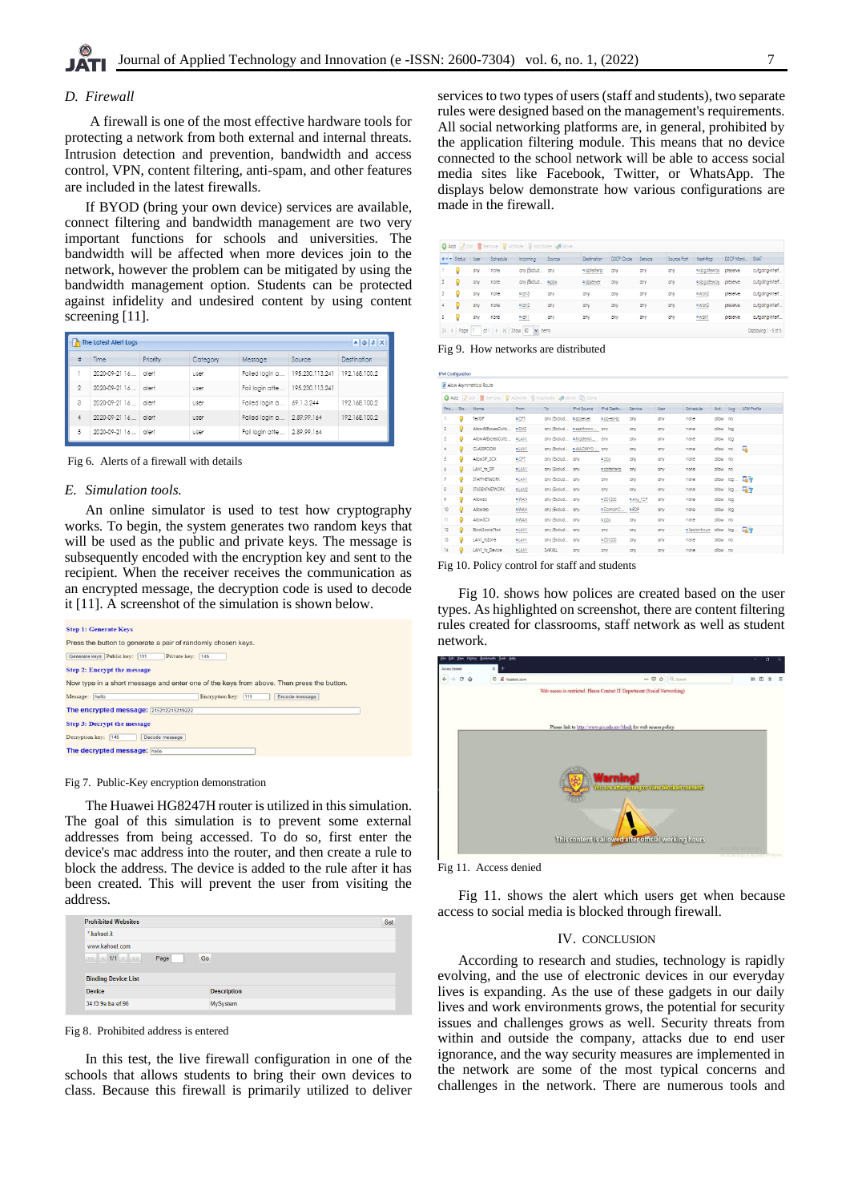### D. Firewall

A firewall is one of the most effective hardware tools for protecting a network from both external and internal threats. Intrusion detection and prevention, bandwidth and access control, VPN, content filtering, anti-spam, and other features are included in the latest firewalls.

If BYOD (bring your own device) services are available, connect filtering and bandwidth management are two very important functions for schools and universities. The bandwidth will be affected when more devices join to the network, however the problem can be mitigated by using the bandwidth management option. Students can be protected against infidelity and undesired content by using content screening [11].

Fig 6. Alerts of a firewall with details

### E. Simulation tools.

An online simulator is used to test how cryptography works. To begin, the system generates two random keys that will be used as the public and private keys. The message is subsequently encoded with the encryption key and sent to the recipient. When the receiver receives the communication as an encrypted message, the decryption code is used to decode it [11]. A screenshot of the simulation is shown below.

Fig 7. Public-Key encryption demonstration

The Huawei HG8247H router is utilized in this simulation. The goal of this simulation is to prevent some external addresses from being accessed. To do so, first enter the device's mac address into the router, and then create a rule to block the address. The device is added to the rule after it has been created. This will prevent the user from visiting the address.

Fig 8. Prohibited address is entered

In this test, the live firewall configuration in one of the schools that allows students to bring their own devices to class. Because this firewall is primarily utilized to deliver services to two types of users (staff and students), two separate rules were designed based on the management's requirements. All social networking platforms are, in general, prohibited by the application filtering module. This means that no device connected to the school network will be able to access social media sites like Facebook, Twitter, or WhatsApp. The displays below demonstrate how various configurations are made in the firewall.

Fig 9. How networks are distributed

Fig 10. Policy control for staff and students

Fig 10. shows how polices are created based on the user types. As highlighted on screenshot, there are content filtering rules created for classrooms, staff network as well as student network.

Fig 11. Access denied

Fig 11. shows the alert which users get when because access to social media is blocked through firewall.

## IV. CONCLUSION

According to research and studies, technology is rapidly evolving, and the use of electronic devices in our everyday lives is expanding. As the use of these gadgets in our daily lives and work environments grows, the potential for security issues and challenges grows as well. Security threats from within and outside the company, attacks due to end user ignorance, and the way security measures are implemented in the network are some of the most typical concerns and challenges in the network. There are numerous tools and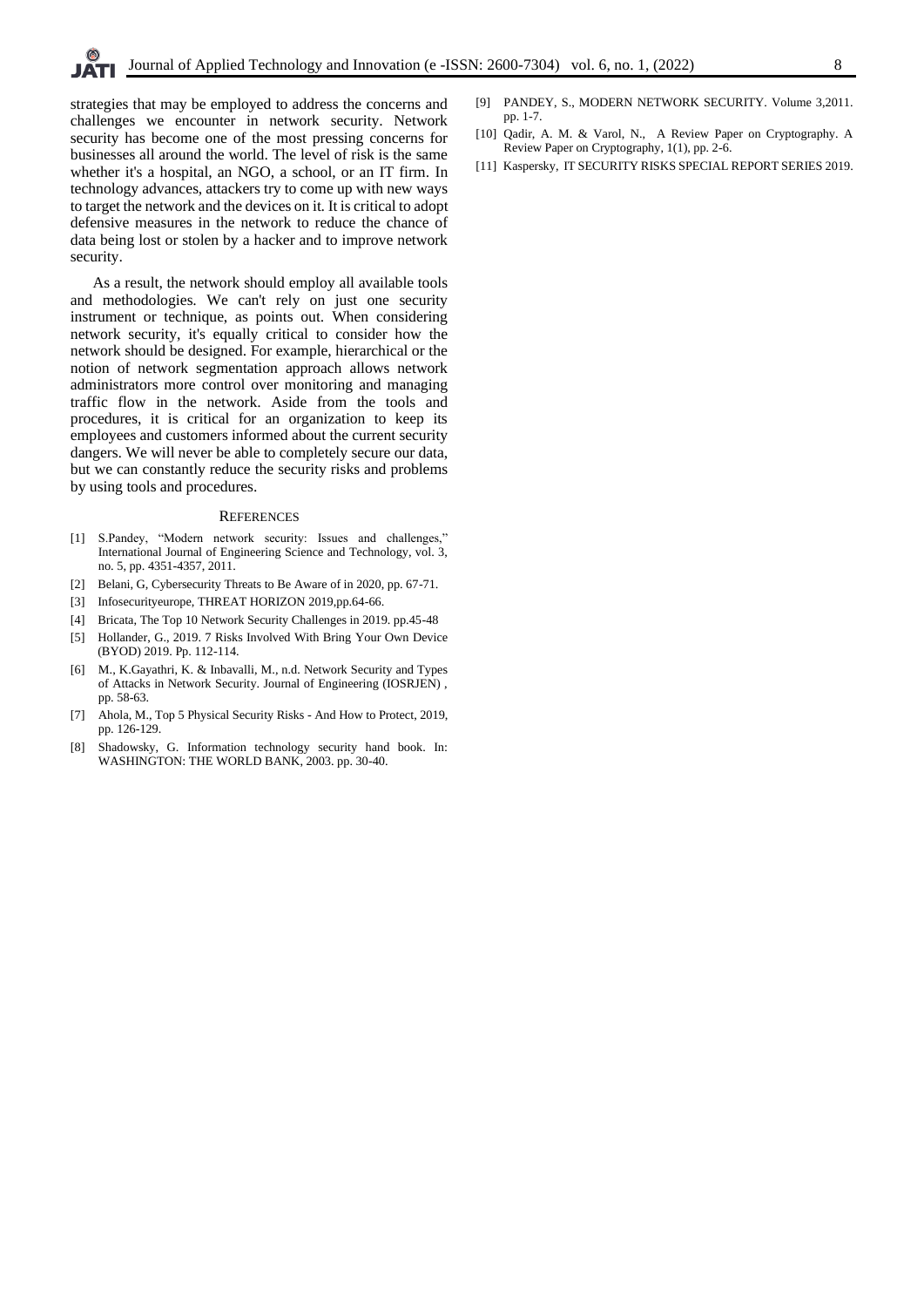strategies that may be employed to address the concerns and challenges we encounter in network security. Network security has become one of the most pressing concerns for businesses all around the world. The level of risk is the same whether it's a hospital, an NGO, a school, or an IT firm. In technology advances, attackers try to come up with new ways to target the network and the devices on it. It is critical to adopt defensive measures in the network to reduce the chance of data being lost or stolen by a hacker and to improve network security.

As a result, the network should employ all available tools and methodologies. We can't rely on just one security instrument or technique, as points out. When considering network security, it's equally critical to consider how the network should be designed. For example, hierarchical or the notion of network segmentation approach allows network administrators more control over monitoring and managing traffic flow in the network. Aside from the tools and procedures, it is critical for an organization to keep its employees and customers informed about the current security dangers. We will never be able to completely secure our data, but we can constantly reduce the security risks and problems by using tools and procedures.

## REFERENCES

[1] S.Pandey, "Modern network security: Issues and challenges," International Journal of Engineering Science and Technology, vol. 3, no. 5, pp. 4351-4357, 2011.

[2] Belani, G, Cybersecurity Threats to Be Aware of in 2020, pp. 67-71.

[3] Infosecurityeurope, THREAT HORIZON 2019,pp.64-66.

[4] Bricata, The Top 10 Network Security Challenges in 2019. pp.45-48

[5] Hollander, G., 2019. 7 Risks Involved With Bring Your Own Device (BYOD) 2019. Pp. 112-114.

[6] M., K.Gayathri, K. & Inbavalli, M., n.d. Network Security and Types of Attacks in Network Security. Journal of Engineering (IOSRJEN) , pp. 58-63.

[7] Ahola, M., Top 5 Physical Security Risks - And How to Protect, 2019, pp. 126-129.

[8] Shadowsky, G. Information technology security hand book. In: WASHINGTON: THE WORLD BANK, 2003. pp. 30-40.

[9] PANDEY, S., MODERN NETWORK SECURITY. Volume 3,2011. pp. 1-7.

[10] Qadir, A. M. & Varol, N., A Review Paper on Cryptography. A Review Paper on Cryptography, 1(1), pp. 2-6.

[11] Kaspersky, IT SECURITY RISKS SPECIAL REPORT SERIES 2019.